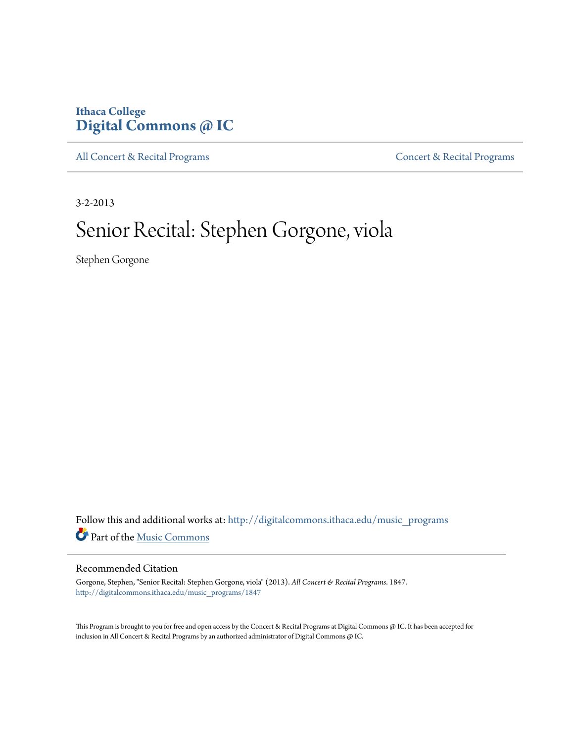Ithaca College
**Digital Commons @ IC**

All Concert & Recital Programs | Concert & Recital Programs

3-2-2013

# Senior Recital: Stephen Gorgone, viola

Stephen Gorgone

Follow this and additional works at: http://digitalcommons.ithaca.edu/music_programs

Part of the Music Commons

## Recommended Citation

Gorgone, Stephen, "Senior Recital: Stephen Gorgone, viola" (2013). *All Concert & Recital Programs*. 1847.
http://digitalcommons.ithaca.edu/music_programs/1847

This Program is brought to you for free and open access by the Concert & Recital Programs at Digital Commons @ IC. It has been accepted for inclusion in All Concert & Recital Programs by an authorized administrator of Digital Commons @ IC.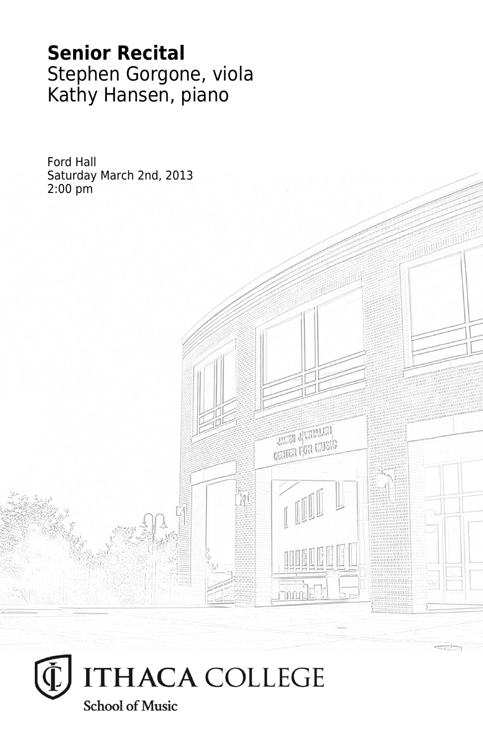**Senior Recital**
Stephen Gorgone, viola
Kathy Hansen, piano

Ford Hall
Saturday March 2nd, 2013
2:00 pm

ITHACA COLLEGE
School of Music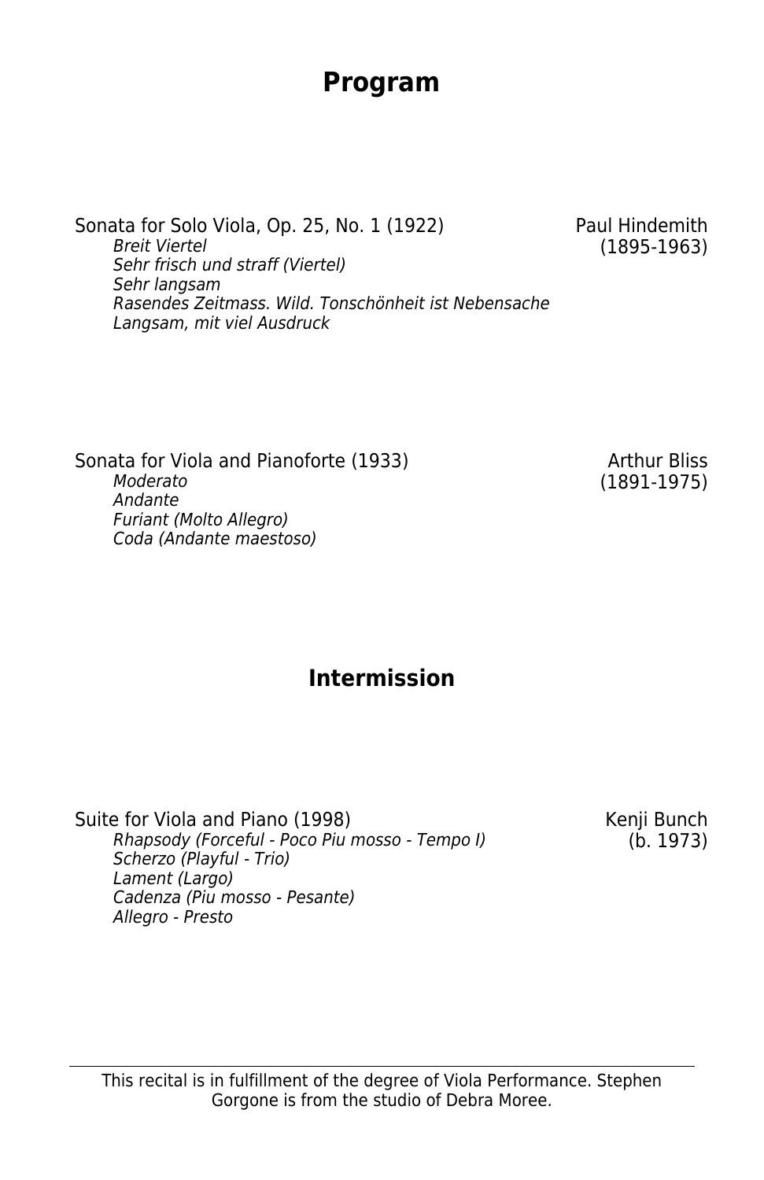# Program

Sonata for Solo Viola, Op. 25, No. 1 (1922) — Paul Hindemith (1895-1963)

*Breit Viertel*
*Sehr frisch und straff (Viertel)*
*Sehr langsam*
*Rasendes Zeitmass. Wild. Tonschönheit ist Nebensache*
*Langsam, mit viel Ausdruck*

Sonata for Viola and Pianoforte (1933) — Arthur Bliss (1891-1975)

*Moderato*
*Andante*
*Furiant (Molto Allegro)*
*Coda (Andante maestoso)*

## Intermission

Suite for Viola and Piano (1998) — Kenji Bunch (b. 1973)

*Rhapsody (Forceful - Poco Piu mosso - Tempo I)*
*Scherzo (Playful - Trio)*
*Lament (Largo)*
*Cadenza (Piu mosso - Pesante)*
*Allegro - Presto*

---

This recital is in fulfillment of the degree of Viola Performance. Stephen Gorgone is from the studio of Debra Moree.